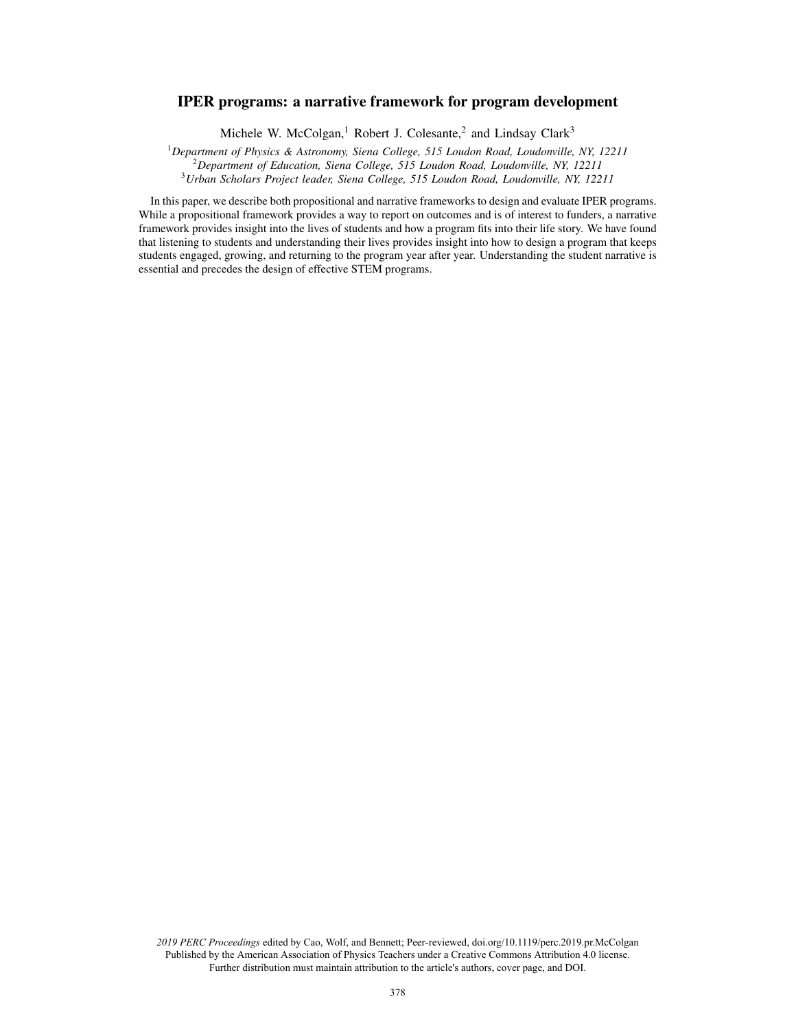# IPER programs: a narrative framework for program development

Michele W. McColgan,[1] Robert J. Colesante,[2] and Lindsay Clark[3]

[1]*Department of Physics & Astronomy, Siena College, 515 Loudon Road, Loudonville, NY, 12211*
[2]*Department of Education, Siena College, 515 Loudon Road, Loudonville, NY, 12211*
[3]*Urban Scholars Project leader, Siena College, 515 Loudon Road, Loudonville, NY, 12211*

In this paper, we describe both propositional and narrative frameworks to design and evaluate IPER programs. While a propositional framework provides a way to report on outcomes and is of interest to funders, a narrative framework provides insight into the lives of students and how a program fits into their life story. We have found that listening to students and understanding their lives provides insight into how to design a program that keeps students engaged, growing, and returning to the program year after year. Understanding the student narrative is essential and precedes the design of effective STEM programs.

*2019 PERC Proceedings* edited by Cao, Wolf, and Bennett; Peer-reviewed, doi.org/10.1119/perc.2019.pr.McColgan
Published by the American Association of Physics Teachers under a Creative Commons Attribution 4.0 license.
Further distribution must maintain attribution to the article's authors, cover page, and DOI.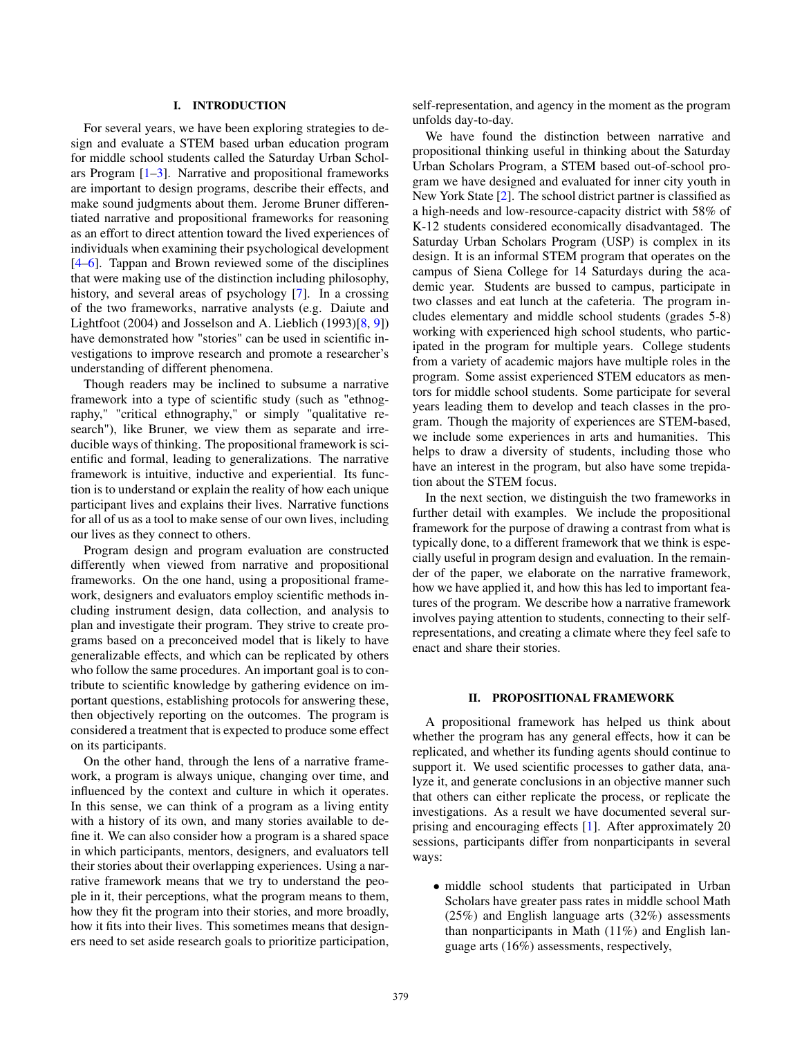## I. INTRODUCTION

For several years, we have been exploring strategies to design and evaluate a STEM based urban education program for middle school students called the Saturday Urban Scholars Program [1–3]. Narrative and propositional frameworks are important to design programs, describe their effects, and make sound judgments about them. Jerome Bruner differentiated narrative and propositional frameworks for reasoning as an effort to direct attention toward the lived experiences of individuals when examining their psychological development [4–6]. Tappan and Brown reviewed some of the disciplines that were making use of the distinction including philosophy, history, and several areas of psychology [7]. In a crossing of the two frameworks, narrative analysts (e.g. Daiute and Lightfoot (2004) and Josselson and A. Lieblich (1993)[8, 9]) have demonstrated how "stories" can be used in scientific investigations to improve research and promote a researcher's understanding of different phenomena.

Though readers may be inclined to subsume a narrative framework into a type of scientific study (such as "ethnography," "critical ethnography," or simply "qualitative research"), like Bruner, we view them as separate and irreducible ways of thinking. The propositional framework is scientific and formal, leading to generalizations. The narrative framework is intuitive, inductive and experiential. Its function is to understand or explain the reality of how each unique participant lives and explains their lives. Narrative functions for all of us as a tool to make sense of our own lives, including our lives as they connect to others.

Program design and program evaluation are constructed differently when viewed from narrative and propositional frameworks. On the one hand, using a propositional framework, designers and evaluators employ scientific methods including instrument design, data collection, and analysis to plan and investigate their program. They strive to create programs based on a preconceived model that is likely to have generalizable effects, and which can be replicated by others who follow the same procedures. An important goal is to contribute to scientific knowledge by gathering evidence on important questions, establishing protocols for answering these, then objectively reporting on the outcomes. The program is considered a treatment that is expected to produce some effect on its participants.

On the other hand, through the lens of a narrative framework, a program is always unique, changing over time, and influenced by the context and culture in which it operates. In this sense, we can think of a program as a living entity with a history of its own, and many stories available to define it. We can also consider how a program is a shared space in which participants, mentors, designers, and evaluators tell their stories about their overlapping experiences. Using a narrative framework means that we try to understand the people in it, their perceptions, what the program means to them, how they fit the program into their stories, and more broadly, how it fits into their lives. This sometimes means that designers need to set aside research goals to prioritize participation, self-representation, and agency in the moment as the program unfolds day-to-day.

We have found the distinction between narrative and propositional thinking useful in thinking about the Saturday Urban Scholars Program, a STEM based out-of-school program we have designed and evaluated for inner city youth in New York State [2]. The school district partner is classified as a high-needs and low-resource-capacity district with 58% of K-12 students considered economically disadvantaged. The Saturday Urban Scholars Program (USP) is complex in its design. It is an informal STEM program that operates on the campus of Siena College for 14 Saturdays during the academic year. Students are bussed to campus, participate in two classes and eat lunch at the cafeteria. The program includes elementary and middle school students (grades 5-8) working with experienced high school students, who participated in the program for multiple years. College students from a variety of academic majors have multiple roles in the program. Some assist experienced STEM educators as mentors for middle school students. Some participate for several years leading them to develop and teach classes in the program. Though the majority of experiences are STEM-based, we include some experiences in arts and humanities. This helps to draw a diversity of students, including those who have an interest in the program, but also have some trepidation about the STEM focus.

In the next section, we distinguish the two frameworks in further detail with examples. We include the propositional framework for the purpose of drawing a contrast from what is typically done, to a different framework that we think is especially useful in program design and evaluation. In the remainder of the paper, we elaborate on the narrative framework, how we have applied it, and how this has led to important features of the program. We describe how a narrative framework involves paying attention to students, connecting to their self-representations, and creating a climate where they feel safe to enact and share their stories.

## II. PROPOSITIONAL FRAMEWORK

A propositional framework has helped us think about whether the program has any general effects, how it can be replicated, and whether its funding agents should continue to support it. We used scientific processes to gather data, analyze it, and generate conclusions in an objective manner such that others can either replicate the process, or replicate the investigations. As a result we have documented several surprising and encouraging effects [1]. After approximately 20 sessions, participants differ from nonparticipants in several ways:

- middle school students that participated in Urban Scholars have greater pass rates in middle school Math (25%) and English language arts (32%) assessments than nonparticipants in Math (11%) and English language arts (16%) assessments, respectively,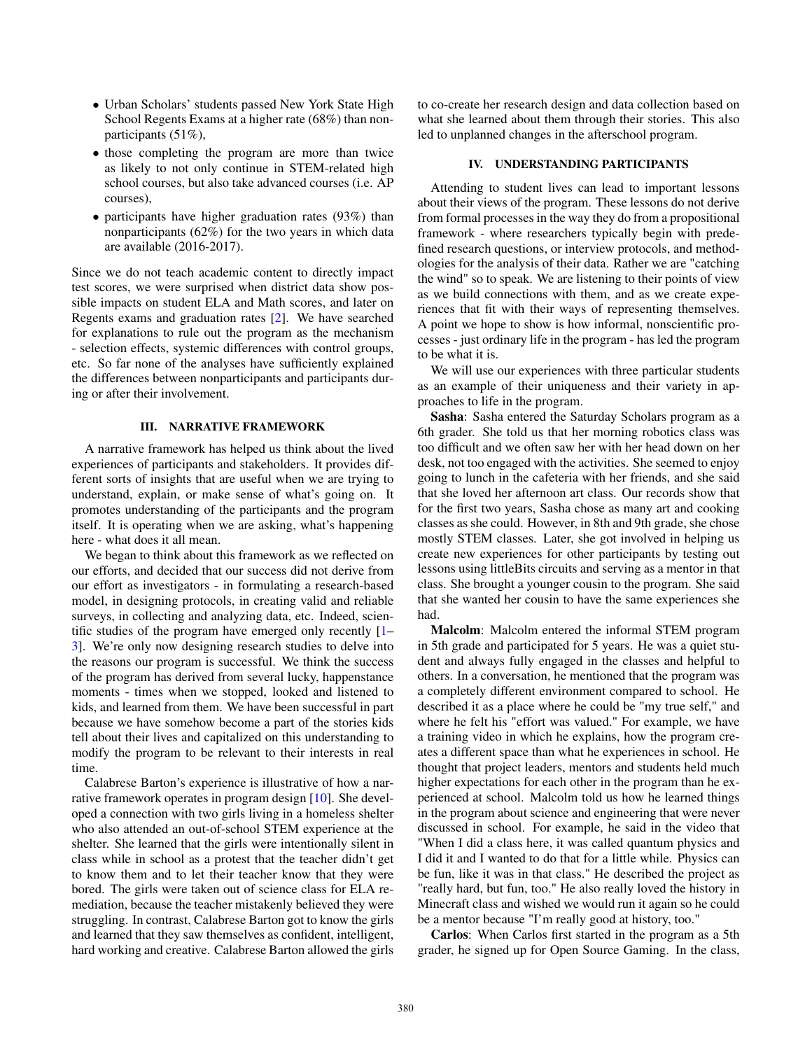- Urban Scholars' students passed New York State High School Regents Exams at a higher rate (68%) than nonparticipants (51%),
- those completing the program are more than twice as likely to not only continue in STEM-related high school courses, but also take advanced courses (i.e. AP courses),
- participants have higher graduation rates (93%) than nonparticipants (62%) for the two years in which data are available (2016-2017).

Since we do not teach academic content to directly impact test scores, we were surprised when district data show possible impacts on student ELA and Math scores, and later on Regents exams and graduation rates [2]. We have searched for explanations to rule out the program as the mechanism - selection effects, systemic differences with control groups, etc. So far none of the analyses have sufficiently explained the differences between nonparticipants and participants during or after their involvement.

## III. NARRATIVE FRAMEWORK

A narrative framework has helped us think about the lived experiences of participants and stakeholders. It provides different sorts of insights that are useful when we are trying to understand, explain, or make sense of what's going on. It promotes understanding of the participants and the program itself. It is operating when we are asking, what's happening here - what does it all mean.

We began to think about this framework as we reflected on our efforts, and decided that our success did not derive from our effort as investigators - in formulating a research-based model, in designing protocols, in creating valid and reliable surveys, in collecting and analyzing data, etc. Indeed, scientific studies of the program have emerged only recently [1–3]. We're only now designing research studies to delve into the reasons our program is successful. We think the success of the program has derived from several lucky, happenstance moments - times when we stopped, looked and listened to kids, and learned from them. We have been successful in part because we have somehow become a part of the stories kids tell about their lives and capitalized on this understanding to modify the program to be relevant to their interests in real time.

Calabrese Barton's experience is illustrative of how a narrative framework operates in program design [10]. She developed a connection with two girls living in a homeless shelter who also attended an out-of-school STEM experience at the shelter. She learned that the girls were intentionally silent in class while in school as a protest that the teacher didn't get to know them and to let their teacher know that they were bored. The girls were taken out of science class for ELA remediation, because the teacher mistakenly believed they were struggling. In contrast, Calabrese Barton got to know the girls and learned that they saw themselves as confident, intelligent, hard working and creative. Calabrese Barton allowed the girls to co-create her research design and data collection based on what she learned about them through their stories. This also led to unplanned changes in the afterschool program.

## IV. UNDERSTANDING PARTICIPANTS

Attending to student lives can lead to important lessons about their views of the program. These lessons do not derive from formal processes in the way they do from a propositional framework - where researchers typically begin with predefined research questions, or interview protocols, and methodologies for the analysis of their data. Rather we are "catching the wind" so to speak. We are listening to their points of view as we build connections with them, and as we create experiences that fit with their ways of representing themselves. A point we hope to show is how informal, nonscientific processes - just ordinary life in the program - has led the program to be what it is.

We will use our experiences with three particular students as an example of their uniqueness and their variety in approaches to life in the program.

**Sasha**: Sasha entered the Saturday Scholars program as a 6th grader. She told us that her morning robotics class was too difficult and we often saw her with her head down on her desk, not too engaged with the activities. She seemed to enjoy going to lunch in the cafeteria with her friends, and she said that she loved her afternoon art class. Our records show that for the first two years, Sasha chose as many art and cooking classes as she could. However, in 8th and 9th grade, she chose mostly STEM classes. Later, she got involved in helping us create new experiences for other participants by testing out lessons using littleBits circuits and serving as a mentor in that class. She brought a younger cousin to the program. She said that she wanted her cousin to have the same experiences she had.

**Malcolm**: Malcolm entered the informal STEM program in 5th grade and participated for 5 years. He was a quiet student and always fully engaged in the classes and helpful to others. In a conversation, he mentioned that the program was a completely different environment compared to school. He described it as a place where he could be "my true self," and where he felt his "effort was valued." For example, we have a training video in which he explains, how the program creates a different space than what he experiences in school. He thought that project leaders, mentors and students held much higher expectations for each other in the program than he experienced at school. Malcolm told us how he learned things in the program about science and engineering that were never discussed in school. For example, he said in the video that "When I did a class here, it was called quantum physics and I did it and I wanted to do that for a little while. Physics can be fun, like it was in that class." He described the project as "really hard, but fun, too." He also really loved the history in Minecraft class and wished we would run it again so he could be a mentor because "I'm really good at history, too."

**Carlos**: When Carlos first started in the program as a 5th grader, he signed up for Open Source Gaming. In the class,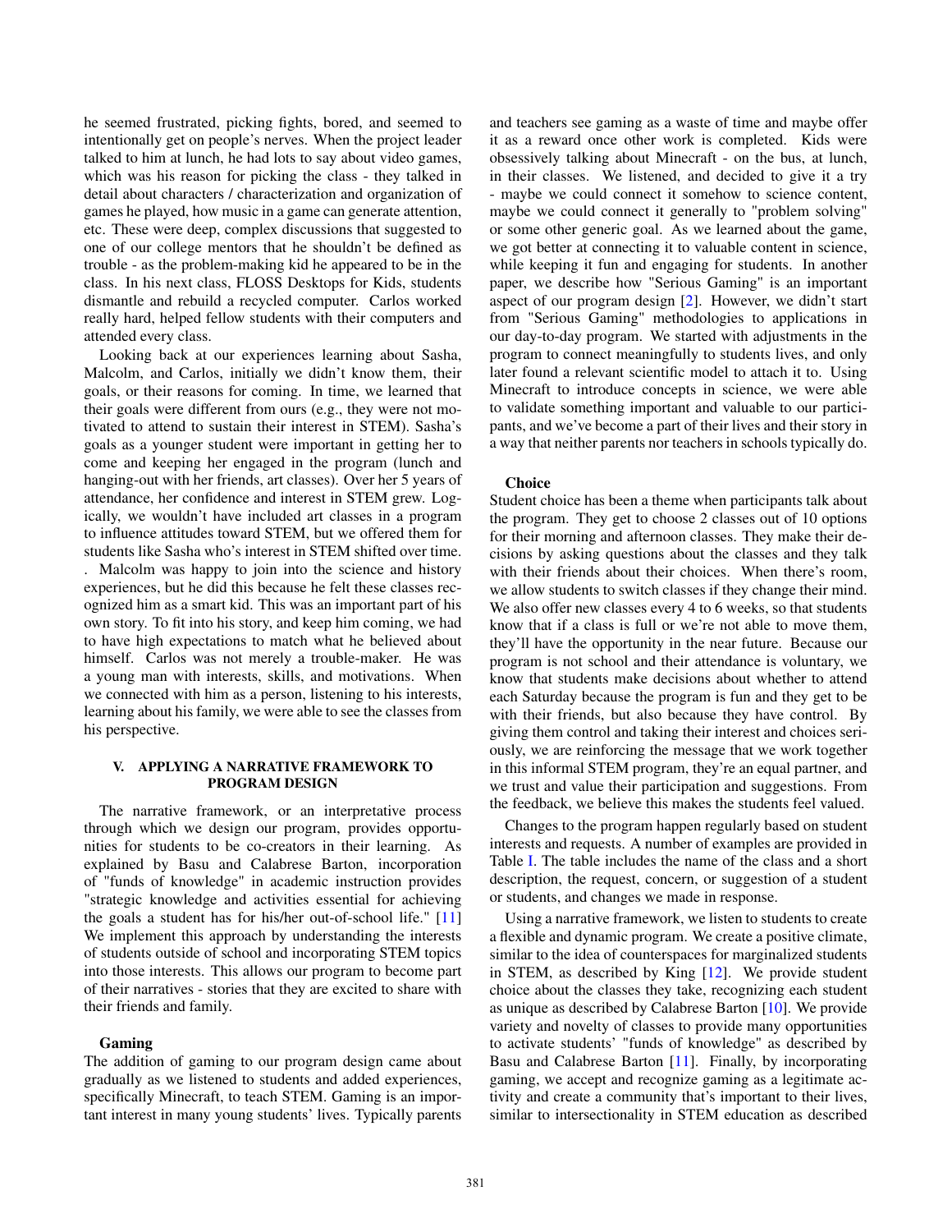he seemed frustrated, picking fights, bored, and seemed to intentionally get on people's nerves. When the project leader talked to him at lunch, he had lots to say about video games, which was his reason for picking the class - they talked in detail about characters / characterization and organization of games he played, how music in a game can generate attention, etc. These were deep, complex discussions that suggested to one of our college mentors that he shouldn't be defined as trouble - as the problem-making kid he appeared to be in the class. In his next class, FLOSS Desktops for Kids, students dismantle and rebuild a recycled computer. Carlos worked really hard, helped fellow students with their computers and attended every class.

Looking back at our experiences learning about Sasha, Malcolm, and Carlos, initially we didn't know them, their goals, or their reasons for coming. In time, we learned that their goals were different from ours (e.g., they were not motivated to attend to sustain their interest in STEM). Sasha's goals as a younger student were important in getting her to come and keeping her engaged in the program (lunch and hanging-out with her friends, art classes). Over her 5 years of attendance, her confidence and interest in STEM grew. Logically, we wouldn't have included art classes in a program to influence attitudes toward STEM, but we offered them for students like Sasha who's interest in STEM shifted over time. . Malcolm was happy to join into the science and history experiences, but he did this because he felt these classes recognized him as a smart kid. This was an important part of his own story. To fit into his story, and keep him coming, we had to have high expectations to match what he believed about himself. Carlos was not merely a trouble-maker. He was a young man with interests, skills, and motivations. When we connected with him as a person, listening to his interests, learning about his family, we were able to see the classes from his perspective.

## V. APPLYING A NARRATIVE FRAMEWORK TO PROGRAM DESIGN

The narrative framework, or an interpretative process through which we design our program, provides opportunities for students to be co-creators in their learning. As explained by Basu and Calabrese Barton, incorporation of "funds of knowledge" in academic instruction provides "strategic knowledge and activities essential for achieving the goals a student has for his/her out-of-school life." [11] We implement this approach by understanding the interests of students outside of school and incorporating STEM topics into those interests. This allows our program to become part of their narratives - stories that they are excited to share with their friends and family.

### Gaming

The addition of gaming to our program design came about gradually as we listened to students and added experiences, specifically Minecraft, to teach STEM. Gaming is an important interest in many young students' lives. Typically parents and teachers see gaming as a waste of time and maybe offer it as a reward once other work is completed. Kids were obsessively talking about Minecraft - on the bus, at lunch, in their classes. We listened, and decided to give it a try - maybe we could connect it somehow to science content, maybe we could connect it generally to "problem solving" or some other generic goal. As we learned about the game, we got better at connecting it to valuable content in science, while keeping it fun and engaging for students. In another paper, we describe how "Serious Gaming" is an important aspect of our program design [2]. However, we didn't start from "Serious Gaming" methodologies to applications in our day-to-day program. We started with adjustments in the program to connect meaningfully to students lives, and only later found a relevant scientific model to attach it to. Using Minecraft to introduce concepts in science, we were able to validate something important and valuable to our participants, and we've become a part of their lives and their story in a way that neither parents nor teachers in schools typically do.

### Choice

Student choice has been a theme when participants talk about the program. They get to choose 2 classes out of 10 options for their morning and afternoon classes. They make their decisions by asking questions about the classes and they talk with their friends about their choices. When there's room, we allow students to switch classes if they change their mind. We also offer new classes every 4 to 6 weeks, so that students know that if a class is full or we're not able to move them, they'll have the opportunity in the near future. Because our program is not school and their attendance is voluntary, we know that students make decisions about whether to attend each Saturday because the program is fun and they get to be with their friends, but also because they have control. By giving them control and taking their interest and choices seriously, we are reinforcing the message that we work together in this informal STEM program, they're an equal partner, and we trust and value their participation and suggestions. From the feedback, we believe this makes the students feel valued.

Changes to the program happen regularly based on student interests and requests. A number of examples are provided in Table I. The table includes the name of the class and a short description, the request, concern, or suggestion of a student or students, and changes we made in response.

Using a narrative framework, we listen to students to create a flexible and dynamic program. We create a positive climate, similar to the idea of counterspaces for marginalized students in STEM, as described by King [12]. We provide student choice about the classes they take, recognizing each student as unique as described by Calabrese Barton [10]. We provide variety and novelty of classes to provide many opportunities to activate students' "funds of knowledge" as described by Basu and Calabrese Barton [11]. Finally, by incorporating gaming, we accept and recognize gaming as a legitimate activity and create a community that's important to their lives, similar to intersectionality in STEM education as described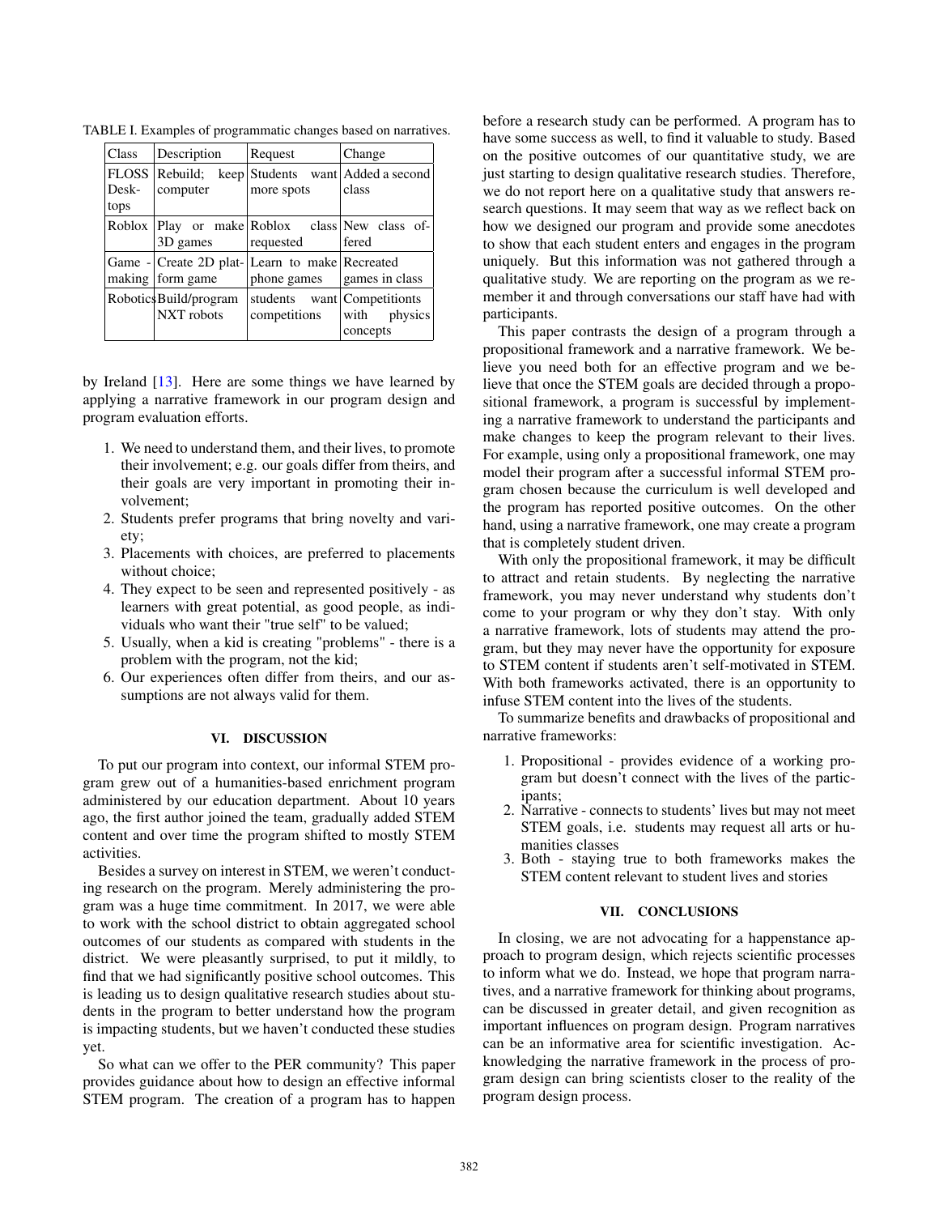TABLE I. Examples of programmatic changes based on narratives.

| Class | Description | Request | Change |
| --- | --- | --- | --- |
| FLOSS Desktops | Rebuild; keep computer | Students want more spots | Added a second class |
| Roblox | Play or make 3D games | Roblox class requested | New class offered |
| Game - making | Create 2D platform game | Learn to make phone games | Recreated games in class |
| Robotics | Build/program NXT robots | students want competitions | Competitions with physics concepts |

by Ireland [13]. Here are some things we have learned by applying a narrative framework in our program design and program evaluation efforts.

1. We need to understand them, and their lives, to promote their involvement; e.g. our goals differ from theirs, and their goals are very important in promoting their involvement;
2. Students prefer programs that bring novelty and variety;
3. Placements with choices, are preferred to placements without choice;
4. They expect to be seen and represented positively - as learners with great potential, as good people, as individuals who want their "true self" to be valued;
5. Usually, when a kid is creating "problems" - there is a problem with the program, not the kid;
6. Our experiences often differ from theirs, and our assumptions are not always valid for them.

## VI. DISCUSSION

To put our program into context, our informal STEM program grew out of a humanities-based enrichment program administered by our education department. About 10 years ago, the first author joined the team, gradually added STEM content and over time the program shifted to mostly STEM activities.

Besides a survey on interest in STEM, we weren't conducting research on the program. Merely administering the program was a huge time commitment. In 2017, we were able to work with the school district to obtain aggregated school outcomes of our students as compared with students in the district. We were pleasantly surprised, to put it mildly, to find that we had significantly positive school outcomes. This is leading us to design qualitative research studies about students in the program to better understand how the program is impacting students, but we haven't conducted these studies yet.

So what can we offer to the PER community? This paper provides guidance about how to design an effective informal STEM program. The creation of a program has to happen before a research study can be performed. A program has to have some success as well, to find it valuable to study. Based on the positive outcomes of our quantitative study, we are just starting to design qualitative research studies. Therefore, we do not report here on a qualitative study that answers research questions. It may seem that way as we reflect back on how we designed our program and provide some anecdotes to show that each student enters and engages in the program uniquely. But this information was not gathered through a qualitative study. We are reporting on the program as we remember it and through conversations our staff have had with participants.

This paper contrasts the design of a program through a propositional framework and a narrative framework. We believe you need both for an effective program and we believe that once the STEM goals are decided through a propositional framework, a program is successful by implementing a narrative framework to understand the participants and make changes to keep the program relevant to their lives. For example, using only a propositional framework, one may model their program after a successful informal STEM program chosen because the curriculum is well developed and the program has reported positive outcomes. On the other hand, using a narrative framework, one may create a program that is completely student driven.

With only the propositional framework, it may be difficult to attract and retain students. By neglecting the narrative framework, you may never understand why students don't come to your program or why they don't stay. With only a narrative framework, lots of students may attend the program, but they may never have the opportunity for exposure to STEM content if students aren't self-motivated in STEM. With both frameworks activated, there is an opportunity to infuse STEM content into the lives of the students.

To summarize benefits and drawbacks of propositional and narrative frameworks:

1. Propositional - provides evidence of a working program but doesn't connect with the lives of the participants;
2. Narrative - connects to students' lives but may not meet STEM goals, i.e. students may request all arts or humanities classes
3. Both - staying true to both frameworks makes the STEM content relevant to student lives and stories

## VII. CONCLUSIONS

In closing, we are not advocating for a happenstance approach to program design, which rejects scientific processes to inform what we do. Instead, we hope that program narratives, and a narrative framework for thinking about programs, can be discussed in greater detail, and given recognition as important influences on program design. Program narratives can be an informative area for scientific investigation. Acknowledging the narrative framework in the process of program design can bring scientists closer to the reality of the program design process.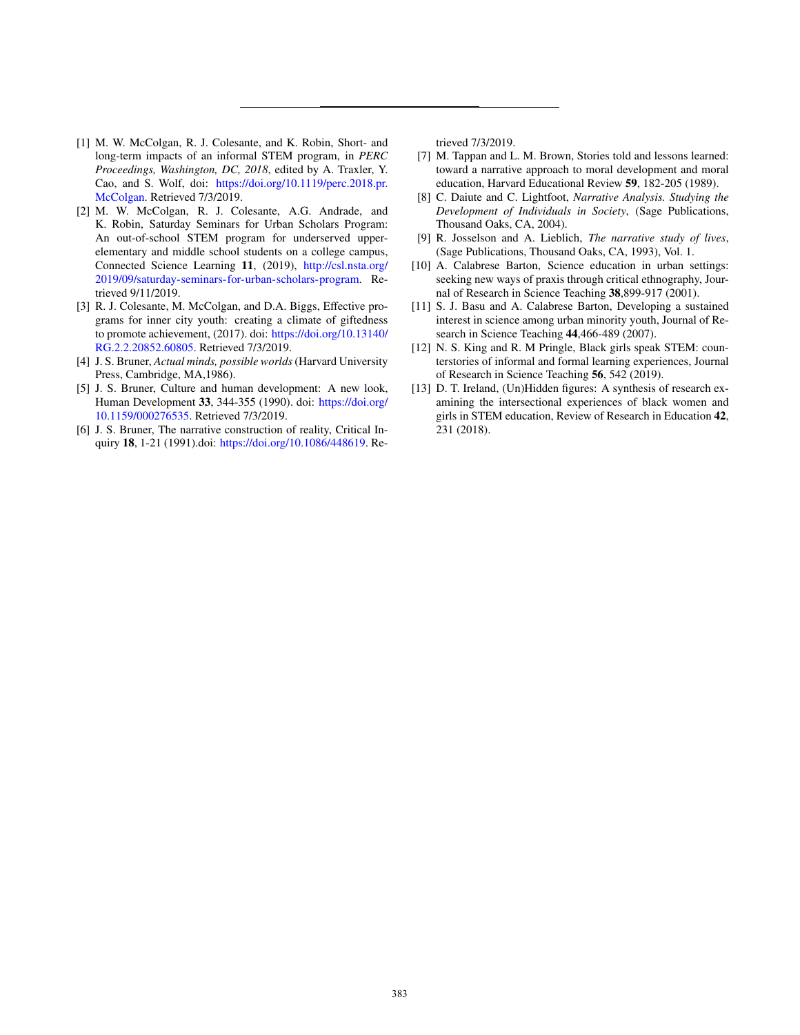[1] M. W. McColgan, R. J. Colesante, and K. Robin, Short- and long-term impacts of an informal STEM program, in *PERC Proceedings, Washington, DC, 2018*, edited by A. Traxler, Y. Cao, and S. Wolf, doi: https://doi.org/10.1119/perc.2018.pr.McColgan. Retrieved 7/3/2019.

[2] M. W. McColgan, R. J. Colesante, A.G. Andrade, and K. Robin, Saturday Seminars for Urban Scholars Program: An out-of-school STEM program for underserved upper-elementary and middle school students on a college campus, Connected Science Learning **11**, (2019), http://csl.nsta.org/2019/09/saturday-seminars-for-urban-scholars-program. Retrieved 9/11/2019.

[3] R. J. Colesante, M. McColgan, and D.A. Biggs, Effective programs for inner city youth: creating a climate of giftedness to promote achievement, (2017). doi: https://doi.org/10.13140/RG.2.2.20852.60805. Retrieved 7/3/2019.

[4] J. S. Bruner, *Actual minds, possible worlds* (Harvard University Press, Cambridge, MA,1986).

[5] J. S. Bruner, Culture and human development: A new look, Human Development **33**, 344-355 (1990). doi: https://doi.org/10.1159/000276535. Retrieved 7/3/2019.

[6] J. S. Bruner, The narrative construction of reality, Critical Inquiry **18**, 1-21 (1991).doi: https://doi.org/10.1086/448619. Retrieved 7/3/2019.

[7] M. Tappan and L. M. Brown, Stories told and lessons learned: toward a narrative approach to moral development and moral education, Harvard Educational Review **59**, 182-205 (1989).

[8] C. Daiute and C. Lightfoot, *Narrative Analysis. Studying the Development of Individuals in Society*, (Sage Publications, Thousand Oaks, CA, 2004).

[9] R. Josselson and A. Lieblich, *The narrative study of lives*, (Sage Publications, Thousand Oaks, CA, 1993), Vol. 1.

[10] A. Calabrese Barton, Science education in urban settings: seeking new ways of praxis through critical ethnography, Journal of Research in Science Teaching **38**,899-917 (2001).

[11] S. J. Basu and A. Calabrese Barton, Developing a sustained interest in science among urban minority youth, Journal of Research in Science Teaching **44**,466-489 (2007).

[12] N. S. King and R. M Pringle, Black girls speak STEM: counterstories of informal and formal learning experiences, Journal of Research in Science Teaching **56**, 542 (2019).

[13] D. T. Ireland, (Un)Hidden figures: A synthesis of research examining the intersectional experiences of black women and girls in STEM education, Review of Research in Education **42**, 231 (2018).